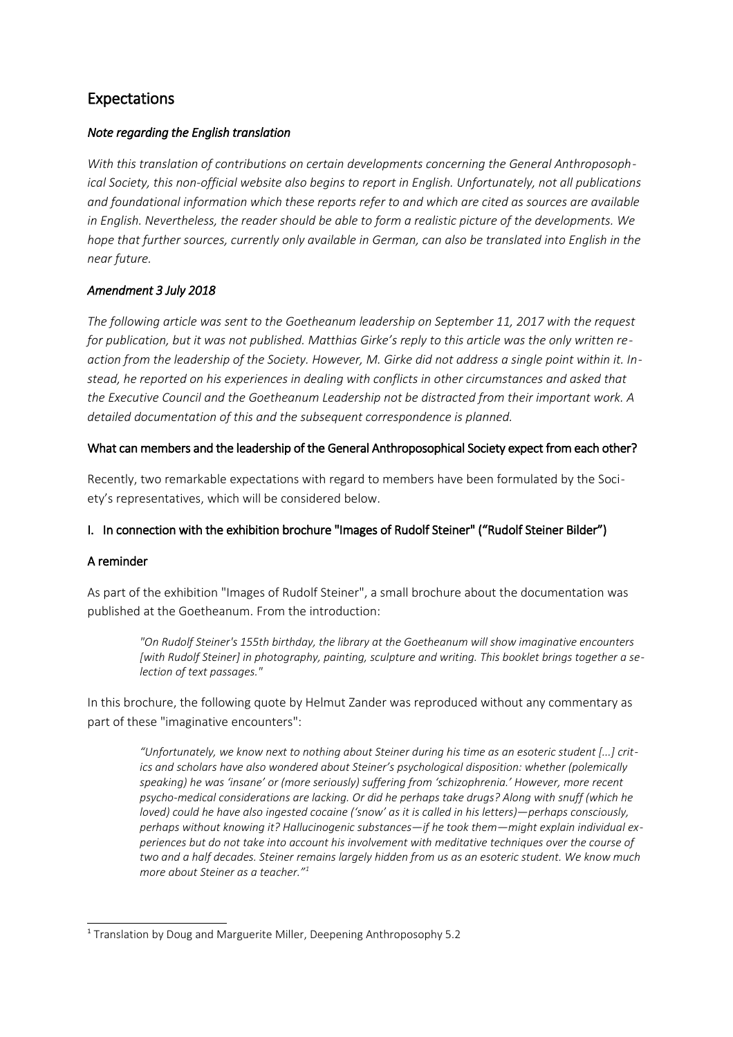# Expectations

### *Note regarding the English translation*

*With this translation of contributions on certain developments concerning the General Anthroposophical Society, this non-official website also begins to report in English. Unfortunately, not all publications and foundational information which these reports refer to and which are cited as sources are available in English. Nevertheless, the reader should be able to form a realistic picture of the developments. We hope that further sources, currently only available in German, can also be translated into English in the near future.*

### *Amendment 3 July 2018*

*The following article was sent to the Goetheanum leadership on September 11, 2017 with the request for publication, but it was not published. Matthias Girke's reply to this article was the only written reaction from the leadership of the Society. However, M. Girke did not address a single point within it. Instead, he reported on his experiences in dealing with conflicts in other circumstances and asked that the Executive Council and the Goetheanum Leadership not be distracted from their important work. A detailed documentation of this and the subsequent correspondence is planned.*

### What can members and the leadership of the General Anthroposophical Society expect from each other?

Recently, two remarkable expectations with regard to members have been formulated by the Society's representatives, which will be considered below.

### I. In connection with the exhibition brochure "Images of Rudolf Steiner" ("Rudolf Steiner Bilder")

### A reminder

As part of the exhibition "Images of Rudolf Steiner", a small brochure about the documentation was published at the Goetheanum. From the introduction:

> *"On Rudolf Steiner's 155th birthday, the library at the Goetheanum will show imaginative encounters [with Rudolf Steiner] in photography, painting, sculpture and writing. This booklet brings together a selection of text passages."*

In this brochure, the following quote by Helmut Zander was reproduced without any commentary as part of these "imaginative encounters":

> *"Unfortunately, we know next to nothing about Steiner during his time as an esoteric student [...] critics and scholars have also wondered about Steiner's psychological disposition: whether (polemically speaking) he was 'insane' or (more seriously) suffering from 'schizophrenia.' However, more recent psycho-medical considerations are lacking. Or did he perhaps take drugs? Along with snuff (which he loved) could he have also ingested cocaine ('snow' as it is called in his letters)—perhaps consciously, perhaps without knowing it? Hallucinogenic substances—if he took them—might explain individual experiences but do not take into account his involvement with meditative techniques over the course of two and a half decades. Steiner remains largely hidden from us as an esoteric student. We know much more about Steiner as a teacher."*[1]

[1] Translation by Doug and Marguerite Miller, Deepening Anthroposophy 5.2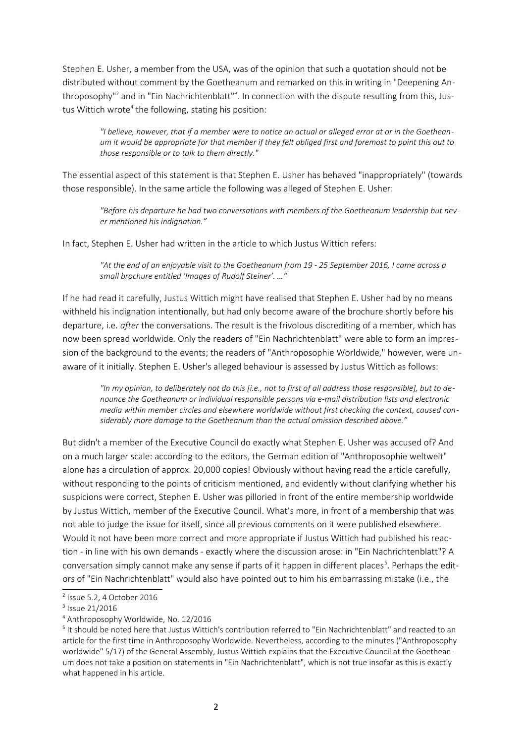Stephen E. Usher, a member from the USA, was of the opinion that such a quotation should not be distributed without comment by the Goetheanum and remarked on this in writing in "Deepening Anthroposophy"[2] and in "Ein Nachrichtenblatt"[3]. In connection with the dispute resulting from this, Justus Wittich wrote[4] the following, stating his position:

> *"I believe, however, that if a member were to notice an actual or alleged error at or in the Goetheanum it would be appropriate for that member if they felt obliged first and foremost to point this out to those responsible or to talk to them directly."*

The essential aspect of this statement is that Stephen E. Usher has behaved "inappropriately" (towards those responsible). In the same article the following was alleged of Stephen E. Usher:

> *"Before his departure he had two conversations with members of the Goetheanum leadership but never mentioned his indignation."*

In fact, Stephen E. Usher had written in the article to which Justus Wittich refers:

> *"At the end of an enjoyable visit to the Goetheanum from 19 - 25 September 2016, I came across a small brochure entitled 'Images of Rudolf Steiner'. …"*

If he had read it carefully, Justus Wittich might have realised that Stephen E. Usher had by no means withheld his indignation intentionally, but had only become aware of the brochure shortly before his departure, i.e. *after* the conversations. The result is the frivolous discrediting of a member, which has now been spread worldwide. Only the readers of "Ein Nachrichtenblatt" were able to form an impression of the background to the events; the readers of "Anthroposophie Worldwide," however, were unaware of it initially. Stephen E. Usher's alleged behaviour is assessed by Justus Wittich as follows:

> *"In my opinion, to deliberately not do this [i.e., not to first of all address those responsible], but to denounce the Goetheanum or individual responsible persons via e-mail distribution lists and electronic media within member circles and elsewhere worldwide without first checking the context, caused considerably more damage to the Goetheanum than the actual omission described above."*

But didn't a member of the Executive Council do exactly what Stephen E. Usher was accused of? And on a much larger scale: according to the editors, the German edition of "Anthroposophie weltweit" alone has a circulation of approx. 20,000 copies! Obviously without having read the article carefully, without responding to the points of criticism mentioned, and evidently without clarifying whether his suspicions were correct, Stephen E. Usher was pilloried in front of the entire membership worldwide by Justus Wittich, member of the Executive Council. What's more, in front of a membership that was not able to judge the issue for itself, since all previous comments on it were published elsewhere. Would it not have been more correct and more appropriate if Justus Wittich had published his reaction - in line with his own demands - exactly where the discussion arose: in "Ein Nachrichtenblatt"? A conversation simply cannot make any sense if parts of it happen in different places[5]. Perhaps the editors of "Ein Nachrichtenblatt" would also have pointed out to him his embarrassing mistake (i.e., the

---

[2] Issue 5.2, 4 October 2016

[3] Issue 21/2016

[4] Anthroposophy Worldwide, No. 12/2016

[5] It should be noted here that Justus Wittich's contribution referred to "Ein Nachrichtenblatt" and reacted to an article for the first time in Anthroposophy Worldwide. Nevertheless, according to the minutes ("Anthroposophy worldwide" 5/17) of the General Assembly, Justus Wittich explains that the Executive Council at the Goetheanum does not take a position on statements in "Ein Nachrichtenblatt", which is not true insofar as this is exactly what happened in his article.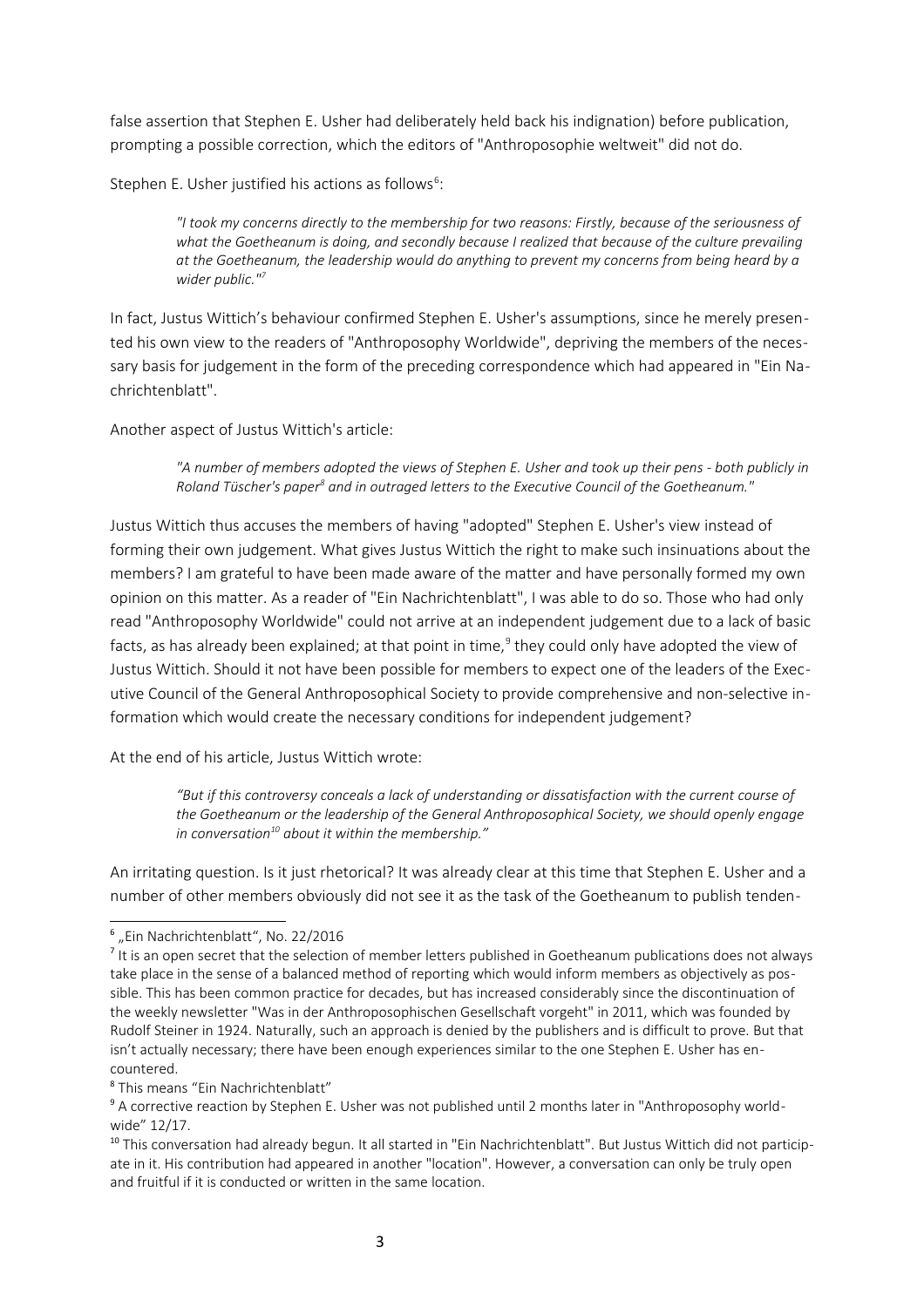false assertion that Stephen E. Usher had deliberately held back his indignation) before publication, prompting a possible correction, which the editors of "Anthroposophie weltweit" did not do.

Stephen E. Usher justified his actions as follows[6]:

> *"I took my concerns directly to the membership for two reasons: Firstly, because of the seriousness of what the Goetheanum is doing, and secondly because I realized that because of the culture prevailing at the Goetheanum, the leadership would do anything to prevent my concerns from being heard by a wider public."*[7]

In fact, Justus Wittich's behaviour confirmed Stephen E. Usher's assumptions, since he merely presented his own view to the readers of "Anthroposophy Worldwide", depriving the members of the necessary basis for judgement in the form of the preceding correspondence which had appeared in "Ein Nachrichtenblatt".

Another aspect of Justus Wittich's article:

> *"A number of members adopted the views of Stephen E. Usher and took up their pens - both publicly in Roland Tüscher's paper[8] and in outraged letters to the Executive Council of the Goetheanum."*

Justus Wittich thus accuses the members of having "adopted" Stephen E. Usher's view instead of forming their own judgement. What gives Justus Wittich the right to make such insinuations about the members? I am grateful to have been made aware of the matter and have personally formed my own opinion on this matter. As a reader of "Ein Nachrichtenblatt", I was able to do so. Those who had only read "Anthroposophy Worldwide" could not arrive at an independent judgement due to a lack of basic facts, as has already been explained; at that point in time,[9] they could only have adopted the view of Justus Wittich. Should it not have been possible for members to expect one of the leaders of the Executive Council of the General Anthroposophical Society to provide comprehensive and non-selective information which would create the necessary conditions for independent judgement?

At the end of his article, Justus Wittich wrote:

> *"But if this controversy conceals a lack of understanding or dissatisfaction with the current course of the Goetheanum or the leadership of the General Anthroposophical Society, we should openly engage in conversation[10] about it within the membership."*

An irritating question. Is it just rhetorical? It was already clear at this time that Stephen E. Usher and a number of other members obviously did not see it as the task of the Goetheanum to publish tenden-

---

[6] „Ein Nachrichtenblatt", No. 22/2016

[7] It is an open secret that the selection of member letters published in Goetheanum publications does not always take place in the sense of a balanced method of reporting which would inform members as objectively as possible. This has been common practice for decades, but has increased considerably since the discontinuation of the weekly newsletter "Was in der Anthroposophischen Gesellschaft vorgeht" in 2011, which was founded by Rudolf Steiner in 1924. Naturally, such an approach is denied by the publishers and is difficult to prove. But that isn't actually necessary; there have been enough experiences similar to the one Stephen E. Usher has encountered.

[8] This means "Ein Nachrichtenblatt"

[9] A corrective reaction by Stephen E. Usher was not published until 2 months later in "Anthroposophy worldwide" 12/17.

[10] This conversation had already begun. It all started in "Ein Nachrichtenblatt". But Justus Wittich did not participate in it. His contribution had appeared in another "location". However, a conversation can only be truly open and fruitful if it is conducted or written in the same location.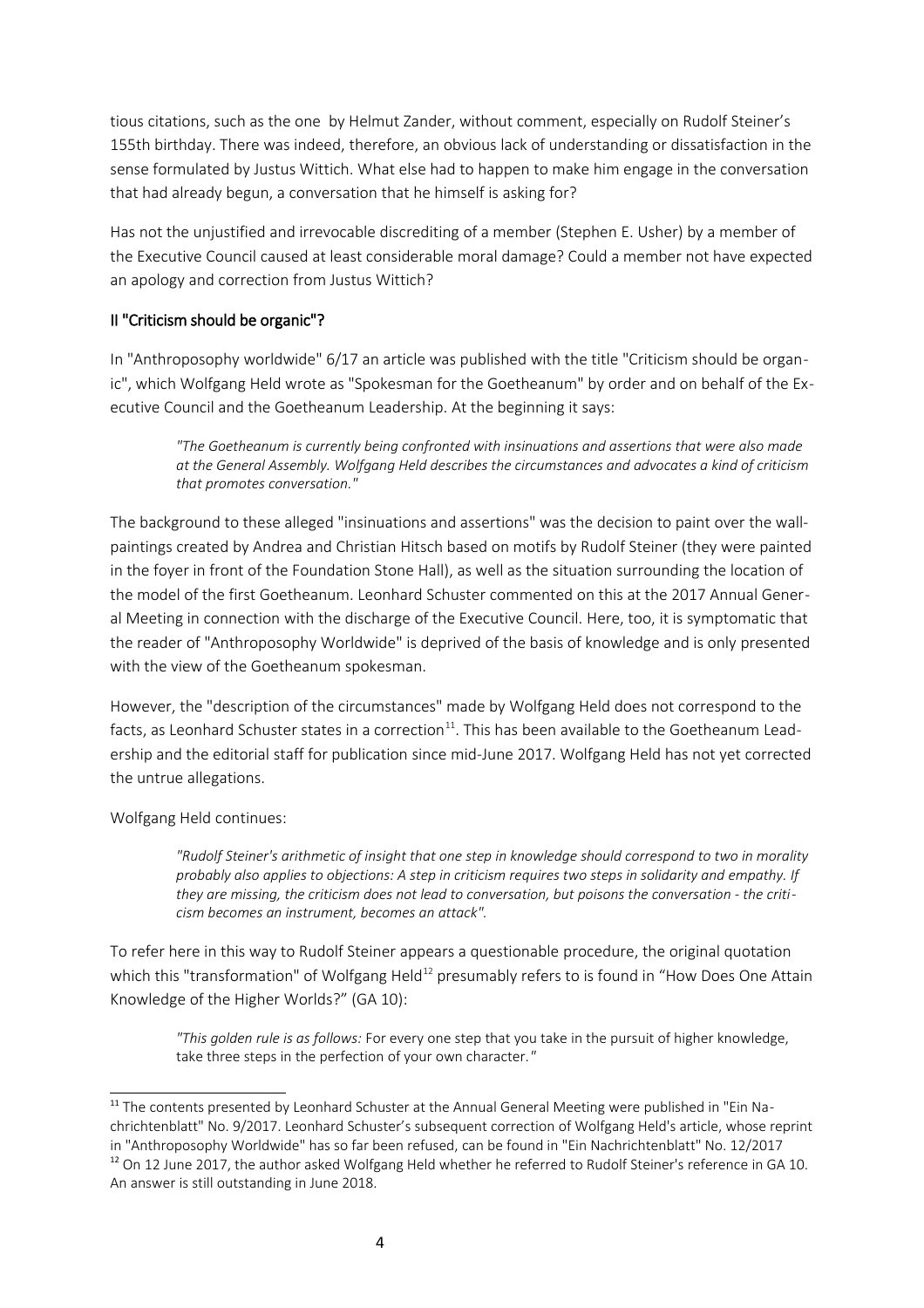tious citations, such as the one by Helmut Zander, without comment, especially on Rudolf Steiner's 155th birthday. There was indeed, therefore, an obvious lack of understanding or dissatisfaction in the sense formulated by Justus Wittich. What else had to happen to make him engage in the conversation that had already begun, a conversation that he himself is asking for?

Has not the unjustified and irrevocable discrediting of a member (Stephen E. Usher) by a member of the Executive Council caused at least considerable moral damage? Could a member not have expected an apology and correction from Justus Wittich?

## II "Criticism should be organic"?

In "Anthroposophy worldwide" 6/17 an article was published with the title "Criticism should be organic", which Wolfgang Held wrote as "Spokesman for the Goetheanum" by order and on behalf of the Executive Council and the Goetheanum Leadership. At the beginning it says:

> *"The Goetheanum is currently being confronted with insinuations and assertions that were also made at the General Assembly. Wolfgang Held describes the circumstances and advocates a kind of criticism that promotes conversation."*

The background to these alleged "insinuations and assertions" was the decision to paint over the wall-paintings created by Andrea and Christian Hitsch based on motifs by Rudolf Steiner (they were painted in the foyer in front of the Foundation Stone Hall), as well as the situation surrounding the location of the model of the first Goetheanum. Leonhard Schuster commented on this at the 2017 Annual General Meeting in connection with the discharge of the Executive Council. Here, too, it is symptomatic that the reader of "Anthroposophy Worldwide" is deprived of the basis of knowledge and is only presented with the view of the Goetheanum spokesman.

However, the "description of the circumstances" made by Wolfgang Held does not correspond to the facts, as Leonhard Schuster states in a correction[11]. This has been available to the Goetheanum Leadership and the editorial staff for publication since mid-June 2017. Wolfgang Held has not yet corrected the untrue allegations.

Wolfgang Held continues:

> *"Rudolf Steiner's arithmetic of insight that one step in knowledge should correspond to two in morality probably also applies to objections: A step in criticism requires two steps in solidarity and empathy. If they are missing, the criticism does not lead to conversation, but poisons the conversation - the criticism becomes an instrument, becomes an attack".*

To refer here in this way to Rudolf Steiner appears a questionable procedure, the original quotation which this "transformation" of Wolfgang Held[12] presumably refers to is found in "How Does One Attain Knowledge of the Higher Worlds?" (GA 10):

> *"This golden rule is as follows:* For every one step that you take in the pursuit of higher knowledge, take three steps in the perfection of your own character.*"*

---

[11] The contents presented by Leonhard Schuster at the Annual General Meeting were published in "Ein Nachrichtenblatt" No. 9/2017. Leonhard Schuster's subsequent correction of Wolfgang Held's article, whose reprint in "Anthroposophy Worldwide" has so far been refused, can be found in "Ein Nachrichtenblatt" No. 12/2017

[12] On 12 June 2017, the author asked Wolfgang Held whether he referred to Rudolf Steiner's reference in GA 10. An answer is still outstanding in June 2018.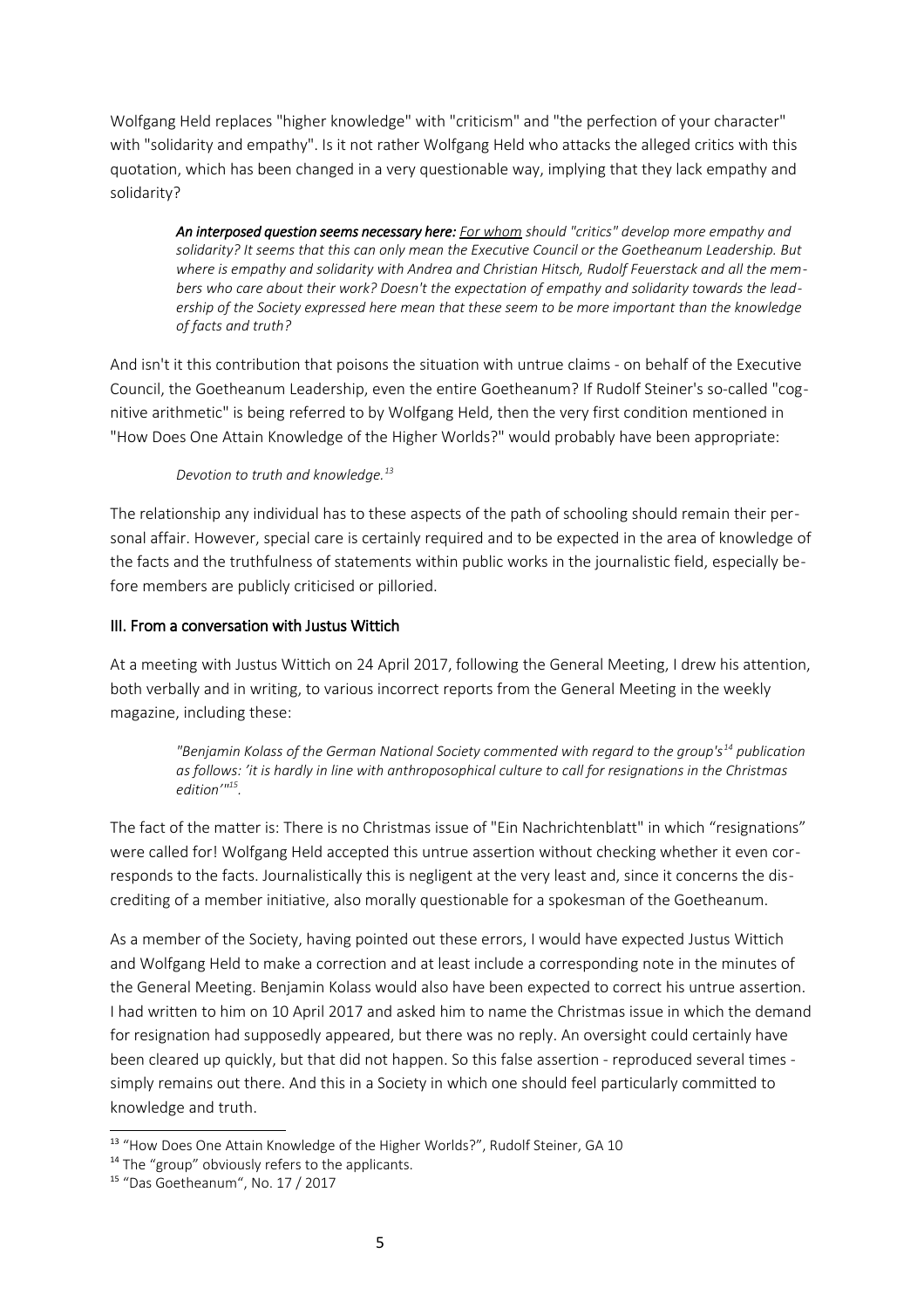Wolfgang Held replaces "higher knowledge" with "criticism" and "the perfection of your character" with "solidarity and empathy". Is it not rather Wolfgang Held who attacks the alleged critics with this quotation, which has been changed in a very questionable way, implying that they lack empathy and solidarity?

> ***An interposed question seems necessary here:*** *For whom should "critics" develop more empathy and solidarity? It seems that this can only mean the Executive Council or the Goetheanum Leadership. But where is empathy and solidarity with Andrea and Christian Hitsch, Rudolf Feuerstack and all the members who care about their work? Doesn't the expectation of empathy and solidarity towards the leadership of the Society expressed here mean that these seem to be more important than the knowledge of facts and truth?*

And isn't it this contribution that poisons the situation with untrue claims - on behalf of the Executive Council, the Goetheanum Leadership, even the entire Goetheanum? If Rudolf Steiner's so-called "cognitive arithmetic" is being referred to by Wolfgang Held, then the very first condition mentioned in "How Does One Attain Knowledge of the Higher Worlds?" would probably have been appropriate:

> *Devotion to truth and knowledge.*[13]

The relationship any individual has to these aspects of the path of schooling should remain their personal affair. However, special care is certainly required and to be expected in the area of knowledge of the facts and the truthfulness of statements within public works in the journalistic field, especially before members are publicly criticised or pilloried.

### III. From a conversation with Justus Wittich

At a meeting with Justus Wittich on 24 April 2017, following the General Meeting, I drew his attention, both verbally and in writing, to various incorrect reports from the General Meeting in the weekly magazine, including these:

> *"Benjamin Kolass of the German National Society commented with regard to the group's*[14] *publication as follows: 'it is hardly in line with anthroposophical culture to call for resignations in the Christmas edition'"*[15]*.*

The fact of the matter is: There is no Christmas issue of "Ein Nachrichtenblatt" in which "resignations" were called for! Wolfgang Held accepted this untrue assertion without checking whether it even corresponds to the facts. Journalistically this is negligent at the very least and, since it concerns the discrediting of a member initiative, also morally questionable for a spokesman of the Goetheanum.

As a member of the Society, having pointed out these errors, I would have expected Justus Wittich and Wolfgang Held to make a correction and at least include a corresponding note in the minutes of the General Meeting. Benjamin Kolass would also have been expected to correct his untrue assertion. I had written to him on 10 April 2017 and asked him to name the Christmas issue in which the demand for resignation had supposedly appeared, but there was no reply. An oversight could certainly have been cleared up quickly, but that did not happen. So this false assertion - reproduced several times - simply remains out there. And this in a Society in which one should feel particularly committed to knowledge and truth.

---

[13] "How Does One Attain Knowledge of the Higher Worlds?", Rudolf Steiner, GA 10

[14] The "group" obviously refers to the applicants.

[15] "Das Goetheanum", No. 17 / 2017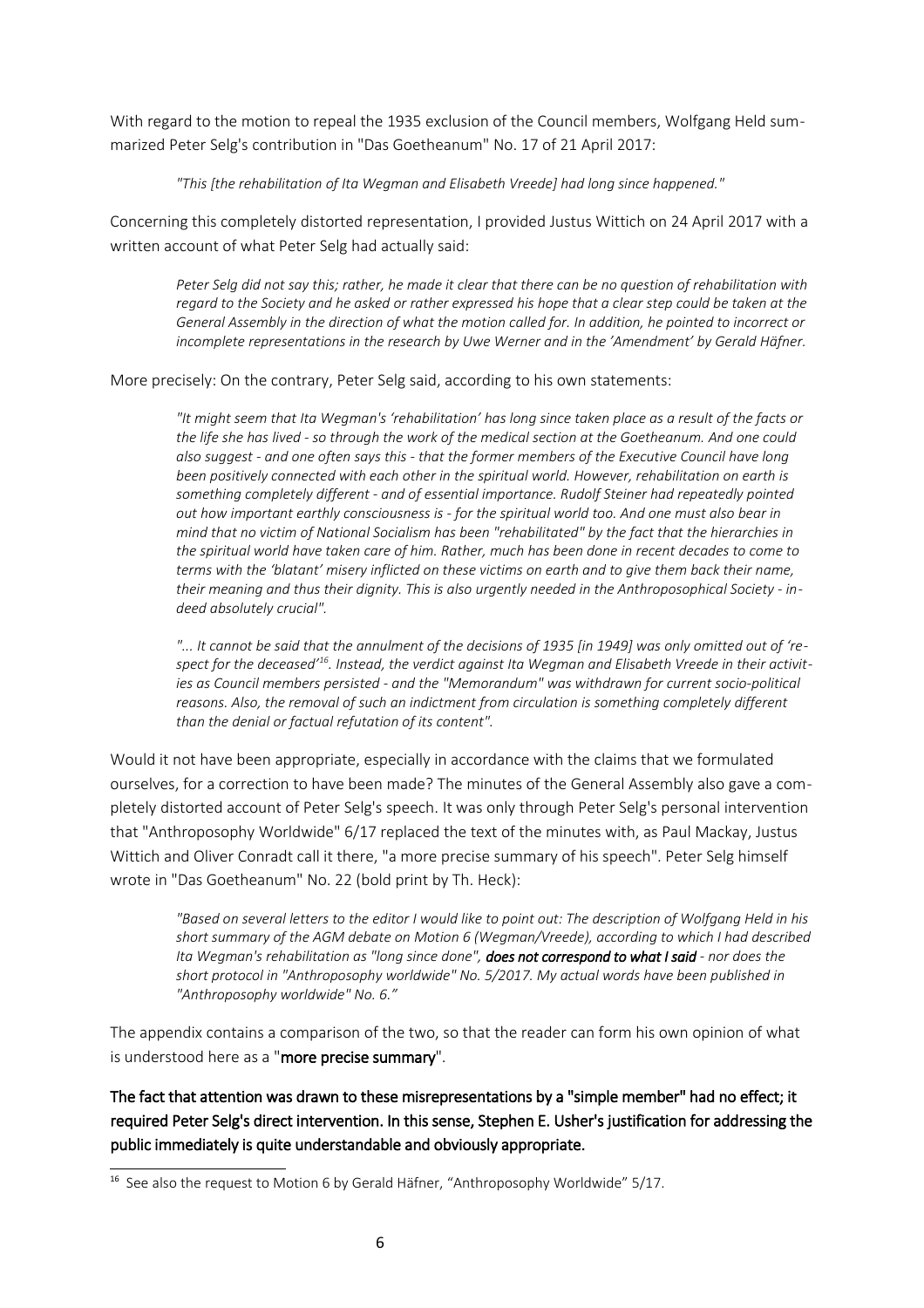With regard to the motion to repeal the 1935 exclusion of the Council members, Wolfgang Held summarized Peter Selg's contribution in "Das Goetheanum" No. 17 of 21 April 2017:

> *"This [the rehabilitation of Ita Wegman and Elisabeth Vreede] had long since happened."*

Concerning this completely distorted representation, I provided Justus Wittich on 24 April 2017 with a written account of what Peter Selg had actually said:

> *Peter Selg did not say this; rather, he made it clear that there can be no question of rehabilitation with regard to the Society and he asked or rather expressed his hope that a clear step could be taken at the General Assembly in the direction of what the motion called for. In addition, he pointed to incorrect or incomplete representations in the research by Uwe Werner and in the 'Amendment' by Gerald Häfner.*

More precisely: On the contrary, Peter Selg said, according to his own statements:

> *"It might seem that Ita Wegman's 'rehabilitation' has long since taken place as a result of the facts or the life she has lived - so through the work of the medical section at the Goetheanum. And one could also suggest - and one often says this - that the former members of the Executive Council have long been positively connected with each other in the spiritual world. However, rehabilitation on earth is something completely different - and of essential importance. Rudolf Steiner had repeatedly pointed out how important earthly consciousness is - for the spiritual world too. And one must also bear in mind that no victim of National Socialism has been "rehabilitated" by the fact that the hierarchies in the spiritual world have taken care of him. Rather, much has been done in recent decades to come to terms with the 'blatant' misery inflicted on these victims on earth and to give them back their name, their meaning and thus their dignity. This is also urgently needed in the Anthroposophical Society - indeed absolutely crucial".*
>
> *"... It cannot be said that the annulment of the decisions of 1935 [in 1949] was only omitted out of 'respect for the deceased'[16]. Instead, the verdict against Ita Wegman and Elisabeth Vreede in their activities as Council members persisted - and the "Memorandum" was withdrawn for current socio-political reasons. Also, the removal of such an indictment from circulation is something completely different than the denial or factual refutation of its content".*

Would it not have been appropriate, especially in accordance with the claims that we formulated ourselves, for a correction to have been made? The minutes of the General Assembly also gave a completely distorted account of Peter Selg's speech. It was only through Peter Selg's personal intervention that "Anthroposophy Worldwide" 6/17 replaced the text of the minutes with, as Paul Mackay, Justus Wittich and Oliver Conradt call it there, "a more precise summary of his speech". Peter Selg himself wrote in "Das Goetheanum" No. 22 (bold print by Th. Heck):

> *"Based on several letters to the editor I would like to point out: The description of Wolfgang Held in his short summary of the AGM debate on Motion 6 (Wegman/Vreede), according to which I had described Ita Wegman's rehabilitation as "long since done",* ***does not correspond to what I said*** *- nor does the short protocol in "Anthroposophy worldwide" No. 5/2017. My actual words have been published in "Anthroposophy worldwide" No. 6."*

The appendix contains a comparison of the two, so that the reader can form his own opinion of what is understood here as a "**more precise summary**".

**The fact that attention was drawn to these misrepresentations by a "simple member" had no effect; it required Peter Selg's direct intervention. In this sense, Stephen E. Usher's justification for addressing the public immediately is quite understandable and obviously appropriate.**

---

[16] See also the request to Motion 6 by Gerald Häfner, "Anthroposophy Worldwide" 5/17.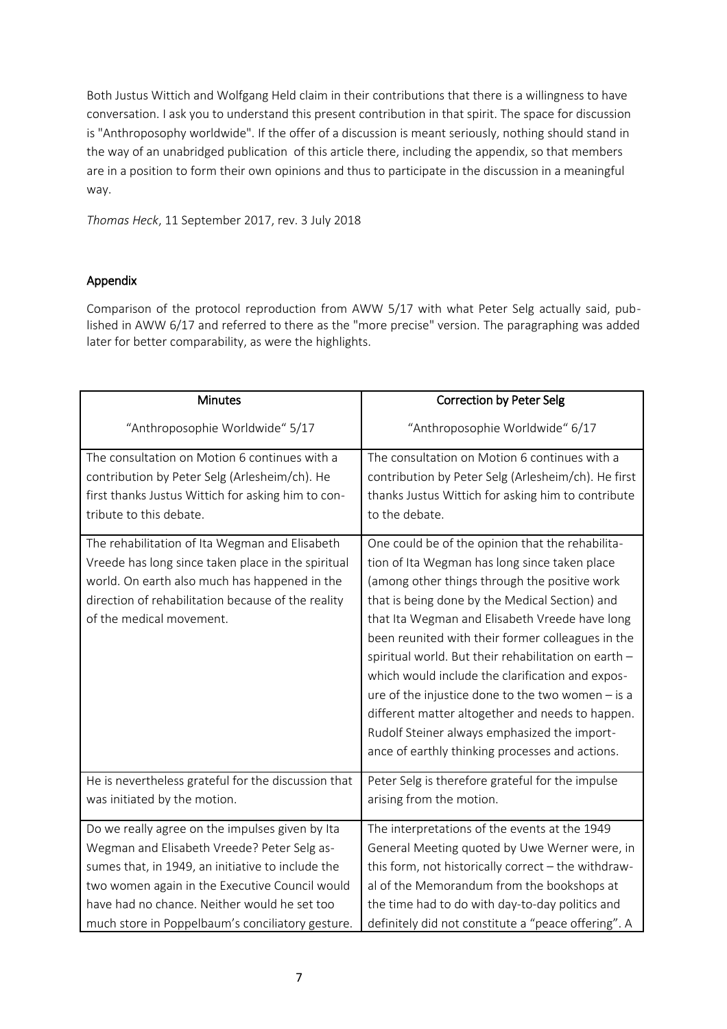Both Justus Wittich and Wolfgang Held claim in their contributions that there is a willingness to have conversation. I ask you to understand this present contribution in that spirit. The space for discussion is "Anthroposophy worldwide". If the offer of a discussion is meant seriously, nothing should stand in the way of an unabridged publication of this article there, including the appendix, so that members are in a position to form their own opinions and thus to participate in the discussion in a meaningful way.

*Thomas Heck*, 11 September 2017, rev. 3 July 2018

## Appendix

Comparison of the protocol reproduction from AWW 5/17 with what Peter Selg actually said, published in AWW 6/17 and referred to there as the "more precise" version. The paragraphing was added later for better comparability, as were the highlights.

| Minutes<br><br>"Anthroposophie Worldwide" 5/17 | Correction by Peter Selg<br><br>"Anthroposophie Worldwide" 6/17 |
|---|---|
| The consultation on Motion 6 continues with a contribution by Peter Selg (Arlesheim/ch). He first thanks Justus Wittich for asking him to contribute to this debate. | The consultation on Motion 6 continues with a contribution by Peter Selg (Arlesheim/ch). He first thanks Justus Wittich for asking him to contribute to the debate. |
| The rehabilitation of Ita Wegman and Elisabeth Vreede has long since taken place in the spiritual world. On earth also much has happened in the direction of rehabilitation because of the reality of the medical movement. | One could be of the opinion that the rehabilitation of Ita Wegman has long since taken place (among other things through the positive work that is being done by the Medical Section) and that Ita Wegman and Elisabeth Vreede have long been reunited with their former colleagues in the spiritual world. But their rehabilitation on earth – which would include the clarification and exposure of the injustice done to the two women – is a different matter altogether and needs to happen. Rudolf Steiner always emphasized the importance of earthly thinking processes and actions. |
| He is nevertheless grateful for the discussion that was initiated by the motion. | Peter Selg is therefore grateful for the impulse arising from the motion. |
| Do we really agree on the impulses given by Ita Wegman and Elisabeth Vreede? Peter Selg assumes that, in 1949, an initiative to include the two women again in the Executive Council would have had no chance. Neither would he set too much store in Poppelbaum's conciliatory gesture. | The interpretations of the events at the 1949 General Meeting quoted by Uwe Werner were, in this form, not historically correct – the withdrawal of the Memorandum from the bookshops at the time had to do with day-to-day politics and definitely did not constitute a "peace offering". A |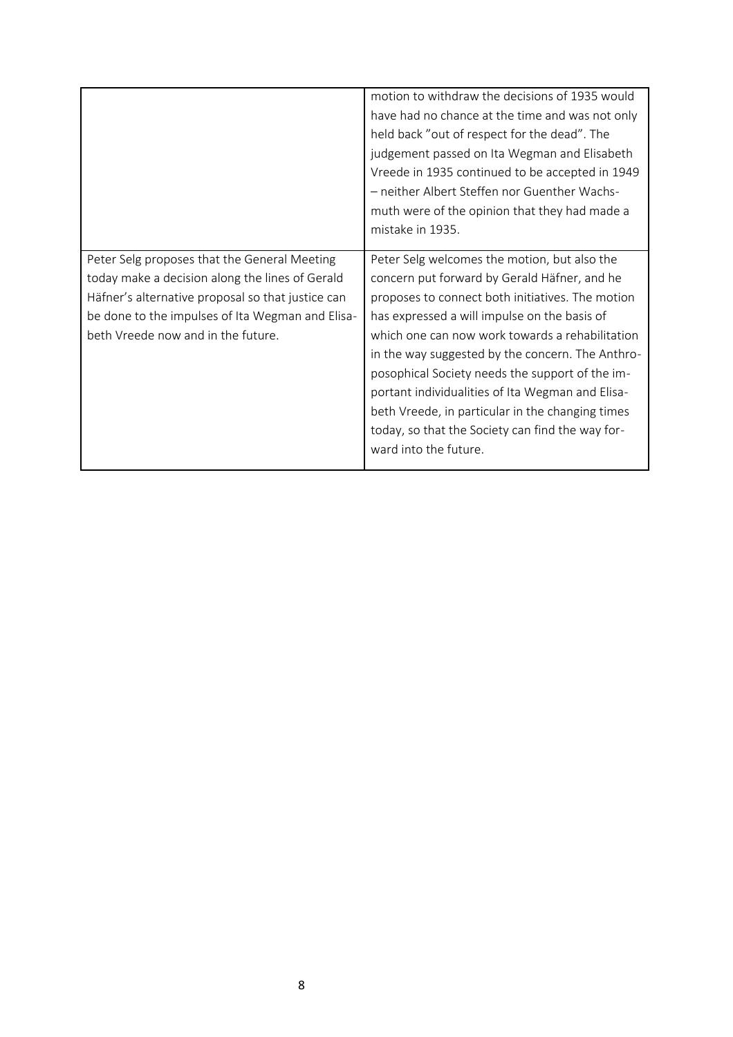| | |
|---|---|
| | motion to withdraw the decisions of 1935 would have had no chance at the time and was not only held back "out of respect for the dead". The judgement passed on Ita Wegman and Elisabeth Vreede in 1935 continued to be accepted in 1949 – neither Albert Steffen nor Guenther Wachsmuth were of the opinion that they had made a mistake in 1935. |
| Peter Selg proposes that the General Meeting today make a decision along the lines of Gerald Häfner's alternative proposal so that justice can be done to the impulses of Ita Wegman and Elisabeth Vreede now and in the future. | Peter Selg welcomes the motion, but also the concern put forward by Gerald Häfner, and he proposes to connect both initiatives. The motion has expressed a will impulse on the basis of which one can now work towards a rehabilitation in the way suggested by the concern. The Anthroposophical Society needs the support of the important individualities of Ita Wegman and Elisabeth Vreede, in particular in the changing times today, so that the Society can find the way forward into the future. |